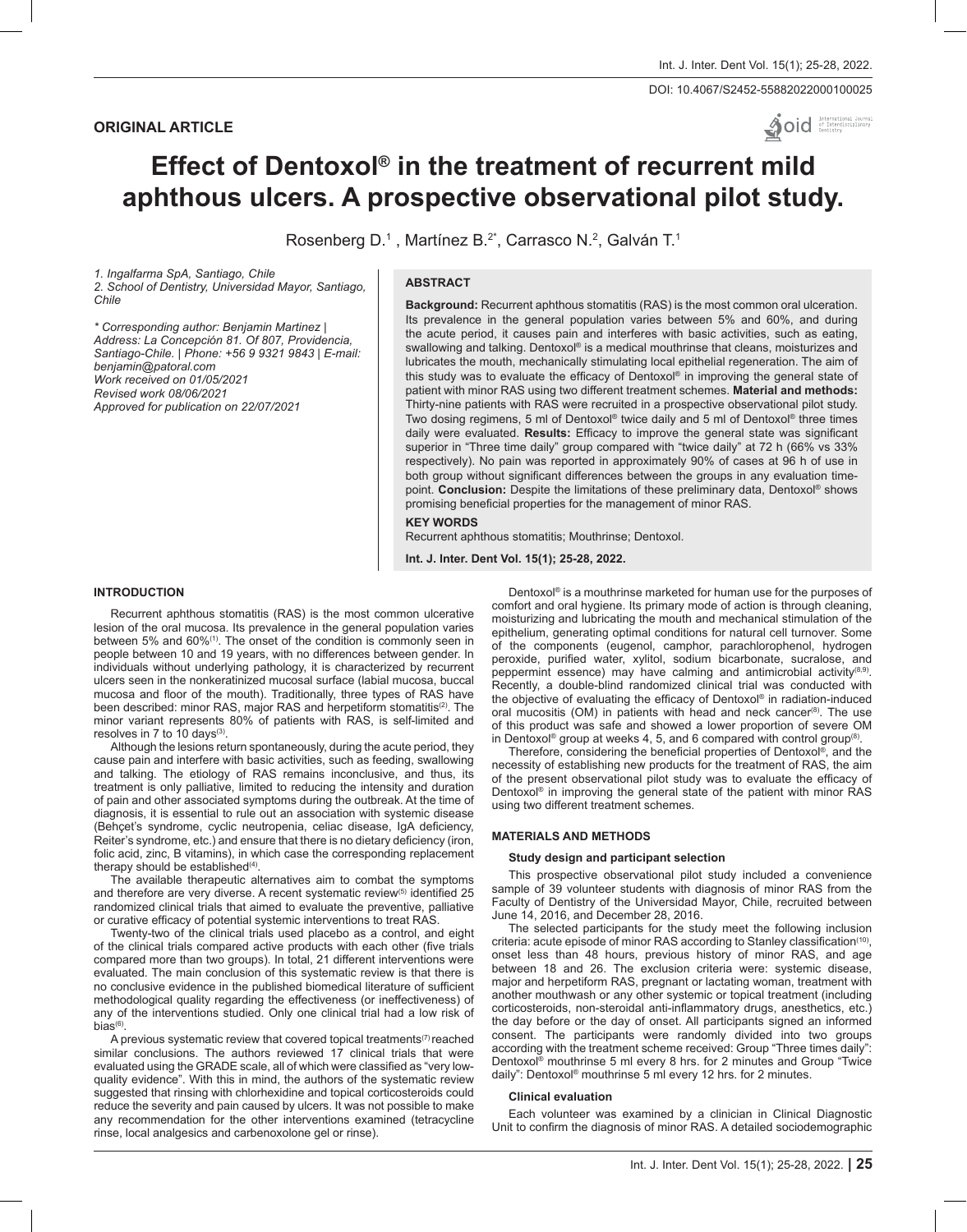**ORIGINAL ARTICLE**

# Effect of Dentoxol® in the treatment of recurrent mild aphthous ulcers. A prospective observational pilot study.

Rosenberg D.[1], Martínez B.[2*], Carrasco N.[2], Galván T.[1]

*1. Ingalfarma SpA, Santiago, Chile*
*2. School of Dentistry, Universidad Mayor, Santiago, Chile*

*\* Corresponding author: Benjamin Martinez | Address: La Concepción 81. Of 807, Providencia, Santiago-Chile. | Phone: +56 9 9321 9843 | E-mail: benjamin@patoral.com*
*Work received on 01/05/2021*
*Revised work 08/06/2021*
*Approved for publication on 22/07/2021*

## ABSTRACT

**Background:** Recurrent aphthous stomatitis (RAS) is the most common oral ulceration. Its prevalence in the general population varies between 5% and 60%, and during the acute period, it causes pain and interferes with basic activities, such as eating, swallowing and talking. Dentoxol® is a medical mouthrinse that cleans, moisturizes and lubricates the mouth, mechanically stimulating local epithelial regeneration. The aim of this study was to evaluate the efficacy of Dentoxol® in improving the general state of patient with minor RAS using two different treatment schemes. **Material and methods:** Thirty-nine patients with RAS were recruited in a prospective observational pilot study. Two dosing regimens, 5 ml of Dentoxol® twice daily and 5 ml of Dentoxol® three times daily were evaluated. **Results:** Efficacy to improve the general state was significant superior in "Three time daily" group compared with "twice daily" at 72 h (66% vs 33% respectively). No pain was reported in approximately 90% of cases at 96 h of use in both group without significant differences between the groups in any evaluation time-point. **Conclusion:** Despite the limitations of these preliminary data, Dentoxol® shows promising beneficial properties for the management of minor RAS.

**KEY WORDS**

Recurrent aphthous stomatitis; Mouthrinse; Dentoxol.

## INTRODUCTION

Recurrent aphthous stomatitis (RAS) is the most common ulcerative lesion of the oral mucosa. Its prevalence in the general population varies between 5% and 60%[1]. The onset of the condition is commonly seen in people between 10 and 19 years, with no differences between gender. In individuals without underlying pathology, it is characterized by recurrent ulcers seen in the nonkeratinized mucosal surface (labial mucosa, buccal mucosa and floor of the mouth). Traditionally, three types of RAS have been described: minor RAS, major RAS and herpetiform stomatitis[2]. The minor variant represents 80% of patients with RAS, is self-limited and resolves in 7 to 10 days[3].

Although the lesions return spontaneously, during the acute period, they cause pain and interfere with basic activities, such as feeding, swallowing and talking. The etiology of RAS remains inconclusive, and thus, its treatment is only palliative, limited to reducing the intensity and duration of pain and other associated symptoms during the outbreak. At the time of diagnosis, it is essential to rule out an association with systemic disease (Behçet's syndrome, cyclic neutropenia, celiac disease, IgA deficiency, Reiter's syndrome, etc.) and ensure that there is no dietary deficiency (iron, folic acid, zinc, B vitamins), in which case the corresponding replacement therapy should be established[4].

The available therapeutic alternatives aim to combat the symptoms and therefore are very diverse. A recent systematic review[5] identified 25 randomized clinical trials that aimed to evaluate the preventive, palliative or curative efficacy of potential systemic interventions to treat RAS.

Twenty-two of the clinical trials used placebo as a control, and eight of the clinical trials compared active products with each other (five trials compared more than two groups). In total, 21 different interventions were evaluated. The main conclusion of this systematic review is that there is no conclusive evidence in the published biomedical literature of sufficient methodological quality regarding the effectiveness (or ineffectiveness) of any of the interventions studied. Only one clinical trial had a low risk of bias[6].

A previous systematic review that covered topical treatments[7] reached similar conclusions. The authors reviewed 17 clinical trials that were evaluated using the GRADE scale, all of which were classified as "very low-quality evidence". With this in mind, the authors of the systematic review suggested that rinsing with chlorhexidine and topical corticosteroids could reduce the severity and pain caused by ulcers. It was not possible to make any recommendation for the other interventions examined (tetracycline rinse, local analgesics and carbenoxolone gel or rinse).

Dentoxol® is a mouthrinse marketed for human use for the purposes of comfort and oral hygiene. Its primary mode of action is through cleaning, moisturizing and lubricating the mouth and mechanical stimulation of the epithelium, generating optimal conditions for natural cell turnover. Some of the components (eugenol, camphor, parachlorophenol, hydrogen peroxide, purified water, xylitol, sodium bicarbonate, sucralose, and peppermint essence) may have calming and antimicrobial activity[8,9]. Recently, a double-blind randomized clinical trial was conducted with the objective of evaluating the efficacy of Dentoxol® in radiation-induced oral mucositis (OM) in patients with head and neck cancer[8]. The use of this product was safe and showed a lower proportion of severe OM in Dentoxol® group at weeks 4, 5, and 6 compared with control group[8].

Therefore, considering the beneficial properties of Dentoxol®, and the necessity of establishing new products for the treatment of RAS, the aim of the present observational pilot study was to evaluate the efficacy of Dentoxol® in improving the general state of the patient with minor RAS using two different treatment schemes.

## MATERIALS AND METHODS

### Study design and participant selection

This prospective observational pilot study included a convenience sample of 39 volunteer students with diagnosis of minor RAS from the Faculty of Dentistry of the Universidad Mayor, Chile, recruited between June 14, 2016, and December 28, 2016.

The selected participants for the study meet the following inclusion criteria: acute episode of minor RAS according to Stanley classification[10], onset less than 48 hours, previous history of minor RAS, and age between 18 and 26. The exclusion criteria were: systemic disease, major and herpetiform RAS, pregnant or lactating woman, treatment with another mouthwash or any other systemic or topical treatment (including corticosteroids, non-steroidal anti-inflammatory drugs, anesthetics, etc.) the day before or the day of onset. All participants signed an informed consent. The participants were randomly divided into two groups according with the treatment scheme received: Group "Three times daily": Dentoxol® mouthrinse 5 ml every 8 hrs. for 2 minutes and Group "Twice daily": Dentoxol® mouthrinse 5 ml every 12 hrs. for 2 minutes.

### Clinical evaluation

Each volunteer was examined by a clinician in Clinical Diagnostic Unit to confirm the diagnosis of minor RAS. A detailed sociodemographic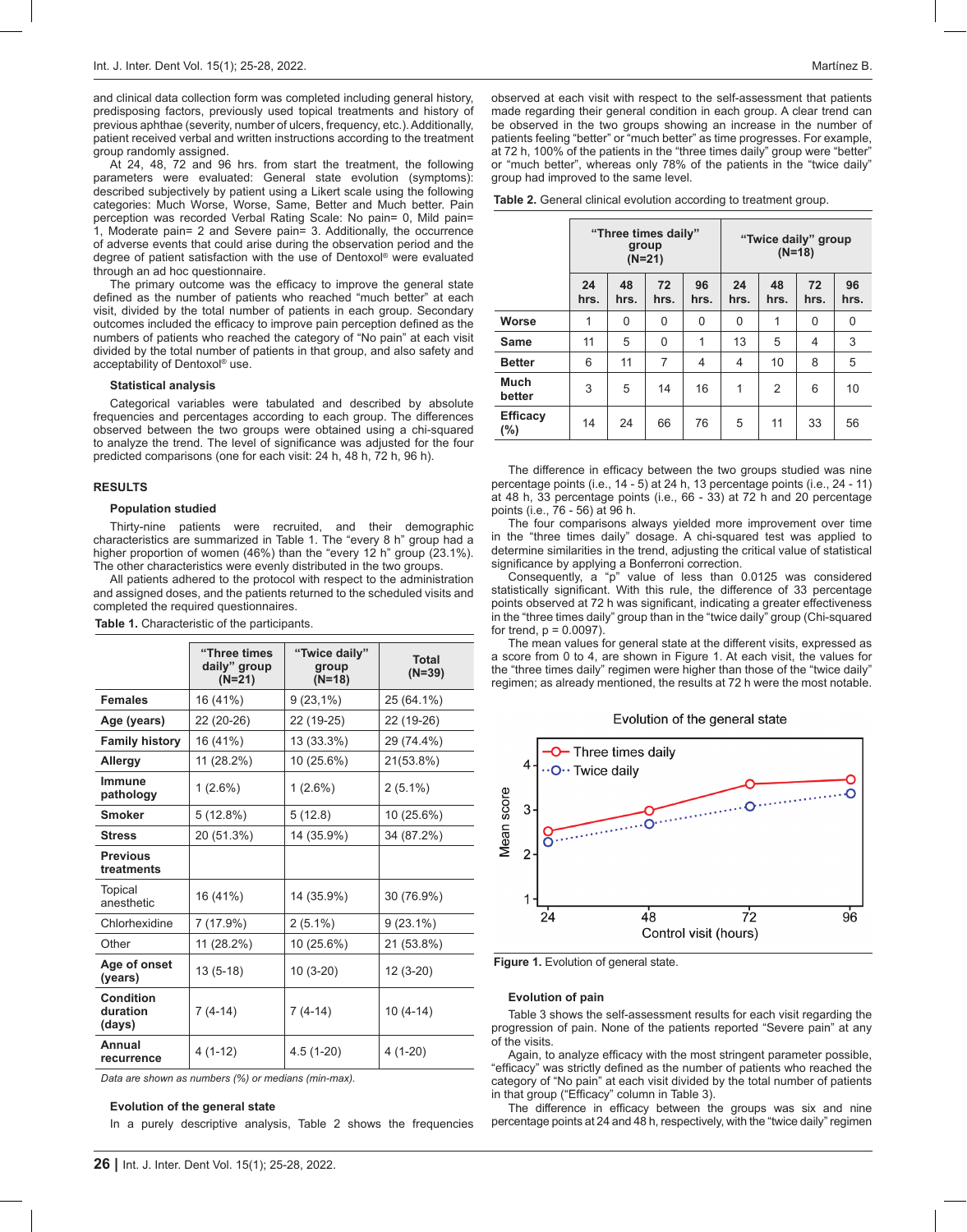and clinical data collection form was completed including general history, predisposing factors, previously used topical treatments and history of previous aphthae (severity, number of ulcers, frequency, etc.). Additionally, patient received verbal and written instructions according to the treatment group randomly assigned.

At 24, 48, 72 and 96 hrs. from start the treatment, the following parameters were evaluated: General state evolution (symptoms): described subjectively by patient using a Likert scale using the following categories: Much Worse, Worse, Same, Better and Much better. Pain perception was recorded Verbal Rating Scale: No pain= 0, Mild pain= 1, Moderate pain= 2 and Severe pain= 3. Additionally, the occurrence of adverse events that could arise during the observation period and the degree of patient satisfaction with the use of Dentoxol® were evaluated through an ad hoc questionnaire.

The primary outcome was the efficacy to improve the general state defined as the number of patients who reached "much better" at each visit, divided by the total number of patients in each group. Secondary outcomes included the efficacy to improve pain perception defined as the numbers of patients who reached the category of "No pain" at each visit divided by the total number of patients in that group, and also safety and acceptability of Dentoxol® use.

### Statistical analysis

Categorical variables were tabulated and described by absolute frequencies and percentages according to each group. The differences observed between the two groups were obtained using a chi-squared to analyze the trend. The level of significance was adjusted for the four predicted comparisons (one for each visit: 24 h, 48 h, 72 h, 96 h).

## RESULTS

### Population studied

Thirty-nine patients were recruited, and their demographic characteristics are summarized in Table 1. The "every 8 h" group had a higher proportion of women (46%) than the "every 12 h" group (23.1%). The other characteristics were evenly distributed in the two groups.

All patients adhered to the protocol with respect to the administration and assigned doses, and the patients returned to the scheduled visits and completed the required questionnaires.

**Table 1.** Characteristic of the participants.

| | "Three times daily" group (N=21) | "Twice daily" group (N=18) | Total (N=39) |
|---|---|---|---|
| **Females** | 16 (41%) | 9 (23,1%) | 25 (64.1%) |
| **Age (years)** | 22 (20-26) | 22 (19-25) | 22 (19-26) |
| **Family history** | 16 (41%) | 13 (33.3%) | 29 (74.4%) |
| **Allergy** | 11 (28.2%) | 10 (25.6%) | 21(53.8%) |
| **Immune pathology** | 1 (2.6%) | 1 (2.6%) | 2 (5.1%) |
| **Smoker** | 5 (12.8%) | 5 (12.8) | 10 (25.6%) |
| **Stress** | 20 (51.3%) | 14 (35.9%) | 34 (87.2%) |
| **Previous treatments** | | | |
| Topical anesthetic | 16 (41%) | 14 (35.9%) | 30 (76.9%) |
| Chlorhexidine | 7 (17.9%) | 2 (5.1%) | 9 (23.1%) |
| Other | 11 (28.2%) | 10 (25.6%) | 21 (53.8%) |
| **Age of onset (years)** | 13 (5-18) | 10 (3-20) | 12 (3-20) |
| **Condition duration (days)** | 7 (4-14) | 7 (4-14) | 10 (4-14) |
| **Annual recurrence** | 4 (1-12) | 4.5 (1-20) | 4 (1-20) |

*Data are shown as numbers (%) or medians (min-max).*

### Evolution of the general state

In a purely descriptive analysis, Table 2 shows the frequencies observed at each visit with respect to the self-assessment that patients made regarding their general condition in each group. A clear trend can be observed in the two groups showing an increase in the number of patients feeling "better" or "much better" as time progresses. For example, at 72 h, 100% of the patients in the "three times daily" group were "better" or "much better", whereas only 78% of the patients in the "twice daily" group had improved to the same level.

**Table 2.** General clinical evolution according to treatment group.

| | "Three times daily" group (N=21) | | | | "Twice daily" group (N=18) | | | |
|---|---|---|---|---|---|---|---|---|
| | 24 hrs. | 48 hrs. | 72 hrs. | 96 hrs. | 24 hrs. | 48 hrs. | 72 hrs. | 96 hrs. |
| **Worse** | 1 | 0 | 0 | 0 | 0 | 1 | 0 | 0 |
| **Same** | 11 | 5 | 0 | 1 | 13 | 5 | 4 | 3 |
| **Better** | 6 | 11 | 7 | 4 | 4 | 10 | 8 | 5 |
| **Much better** | 3 | 5 | 14 | 16 | 1 | 2 | 6 | 10 |
| **Efficacy (%)** | 14 | 24 | 66 | 76 | 5 | 11 | 33 | 56 |

The difference in efficacy between the two groups studied was nine percentage points (i.e., 14 - 5) at 24 h, 13 percentage points (i.e., 24 - 11) at 48 h, 33 percentage points (i.e., 66 - 33) at 72 h and 20 percentage points (i.e., 76 - 56) at 96 h.

The four comparisons always yielded more improvement over time in the "three times daily" dosage. A chi-squared test was applied to determine similarities in the trend, adjusting the critical value of statistical significance by applying a Bonferroni correction.

Consequently, a "p" value of less than 0.0125 was considered statistically significant. With this rule, the difference of 33 percentage points observed at 72 h was significant, indicating a greater effectiveness in the "three times daily" group than in the "twice daily" group (Chi-squared for trend, p = 0.0097).

The mean values for general state at the different visits, expressed as a score from 0 to 4, are shown in Figure 1. At each visit, the values for the "three times daily" regimen were higher than those of the "twice daily" regimen; as already mentioned, the results at 72 h were the most notable.

**Figure 1.** Evolution of general state.

### Evolution of pain

Table 3 shows the self-assessment results for each visit regarding the progression of pain. None of the patients reported "Severe pain" at any of the visits.

Again, to analyze efficacy with the most stringent parameter possible, "efficacy" was strictly defined as the number of patients who reached the category of "No pain" at each visit divided by the total number of patients in that group ("Efficacy" column in Table 3).

The difference in efficacy between the groups was six and nine percentage points at 24 and 48 h, respectively, with the "twice daily" regimen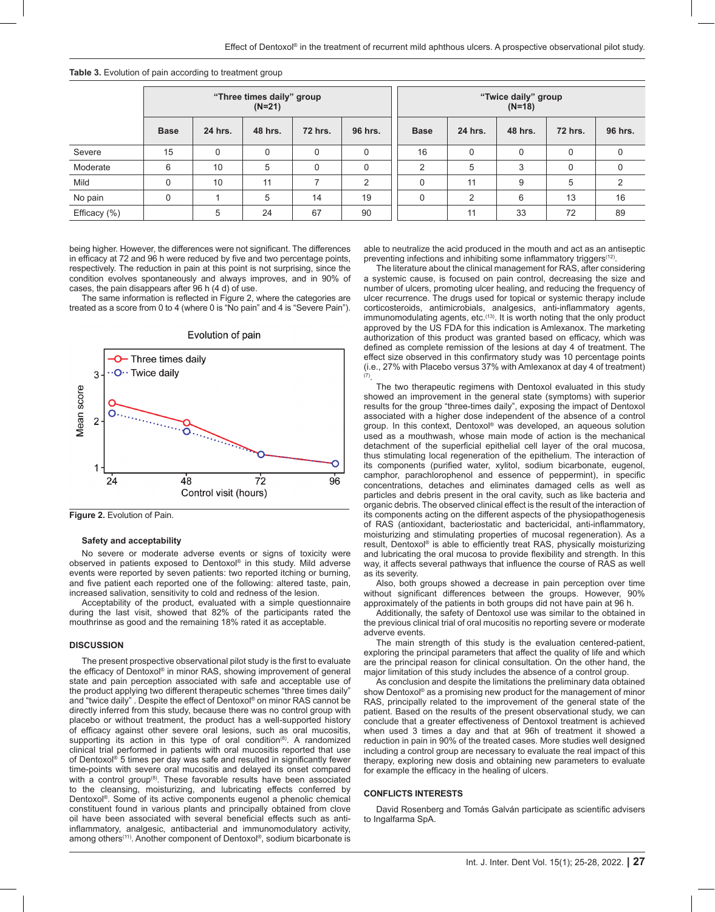**Table 3.** Evolution of pain according to treatment group

| | "Three times daily" group (N=21) | | | | | "Twice daily" group (N=18) | | | | |
|---|---|---|---|---|---|---|---|---|---|---|
| | Base | 24 hrs. | 48 hrs. | 72 hrs. | 96 hrs. | Base | 24 hrs. | 48 hrs. | 72 hrs. | 96 hrs. |
| Severe | 15 | 0 | 0 | 0 | 0 | 16 | 0 | 0 | 0 | 0 |
| Moderate | 6 | 10 | 5 | 0 | 0 | 2 | 5 | 3 | 0 | 0 |
| Mild | 0 | 10 | 11 | 7 | 2 | 0 | 11 | 9 | 5 | 2 |
| No pain | 0 | 1 | 5 | 14 | 19 | 0 | 2 | 6 | 13 | 16 |
| Efficacy (%) | | 5 | 24 | 67 | 90 | | 11 | 33 | 72 | 89 |

being higher. However, the differences were not significant. The differences in efficacy at 72 and 96 h were reduced by five and two percentage points, respectively. The reduction in pain at this point is not surprising, since the condition evolves spontaneously and always improves, and in 90% of cases, the pain disappears after 96 h (4 d) of use.

The same information is reflected in Figure 2, where the categories are treated as a score from 0 to 4 (where 0 is "No pain" and 4 is "Severe Pain").

Evolution of pain

| Control visit (hours) | Three times daily | Twice daily |
|---|---|---|
| 24 | ~2.4 | ~2.2 |
| 48 | ~2.0 | ~1.8 |
| 72 | ~1.3 | ~1.3 |
| 96 | ~1.1 | ~1.1 |

(y-axis: Mean score)

**Figure 2.** Evolution of Pain.

### Safety and acceptability

No severe or moderate adverse events or signs of toxicity were observed in patients exposed to Dentoxol® in this study. Mild adverse events were reported by seven patients: two reported itching or burning, and five patient each reported one of the following: altered taste, pain, increased salivation, sensitivity to cold and redness of the lesion.

Acceptability of the product, evaluated with a simple questionnaire during the last visit, showed that 82% of the participants rated the mouthrinse as good and the remaining 18% rated it as acceptable.

## DISCUSSION

The present prospective observational pilot study is the first to evaluate the efficacy of Dentoxol® in minor RAS, showing improvement of general state and pain perception associated with safe and acceptable use of the product applying two different therapeutic schemes "three times daily" and "twice daily" . Despite the effect of Dentoxol® on minor RAS cannot be directly inferred from this study, because there was no control group with placebo or without treatment, the product has a well-supported history of efficacy against other severe oral lesions, such as oral mucositis, supporting its action in this type of oral condition[8]. A randomized clinical trial performed in patients with oral mucositis reported that use of Dentoxol® 5 times per day was safe and resulted in significantly fewer time-points with severe oral mucositis and delayed its onset compared with a control group[8]. These favorable results have been associated to the cleansing, moisturizing, and lubricating effects conferred by Dentoxol®. Some of its active components eugenol a phenolic chemical constituent found in various plants and principally obtained from clove oil have been associated with several beneficial effects such as anti-inflammatory, analgesic, antibacterial and immunomodulatory activity, among others[11]. Another component of Dentoxol®, sodium bicarbonate is able to neutralize the acid produced in the mouth and act as an antiseptic preventing infections and inhibiting some inflammatory triggers[12].

The literature about the clinical management for RAS, after considering a systemic cause, is focused on pain control, decreasing the size and number of ulcers, promoting ulcer healing, and reducing the frequency of ulcer recurrence. The drugs used for topical or systemic therapy include corticosteroids, antimicrobials, analgesics, anti-inflammatory agents, immunomodulating agents, etc.[13]. It is worth noting that the only product approved by the US FDA for this indication is Amlexanox. The marketing authorization of this product was granted based on efficacy, which was defined as complete remission of the lesions at day 4 of treatment. The effect size observed in this confirmatory study was 10 percentage points (i.e., 27% with Placebo versus 37% with Amlexanox at day 4 of treatment)[7].

The two therapeutic regimens with Dentoxol evaluated in this study showed an improvement in the general state (symptoms) with superior results for the group "three-times daily", exposing the impact of Dentoxol associated with a higher dose independent of the absence of a control group. In this context, Dentoxol® was developed, an aqueous solution used as a mouthwash, whose main mode of action is the mechanical detachment of the superficial epithelial cell layer of the oral mucosa, thus stimulating local regeneration of the epithelium. The interaction of its components (purified water, xylitol, sodium bicarbonate, eugenol, camphor, parachlorophenol and essence of peppermint), in specific concentrations, detaches and eliminates damaged cells as well as particles and debris present in the oral cavity, such as like bacteria and organic debris. The observed clinical effect is the result of the interaction of its components acting on the different aspects of the physiopathogenesis of RAS (antioxidant, bacteriostatic and bactericidal, anti-inflammatory, moisturizing and stimulating properties of mucosal regeneration). As a result, Dentoxol® is able to efficiently treat RAS, physically moisturizing and lubricating the oral mucosa to provide flexibility and strength. In this way, it affects several pathways that influence the course of RAS as well as its severity.

Also, both groups showed a decrease in pain perception over time without significant differences between the groups. However, 90% approximately of the patients in both groups did not have pain at 96 h.

Additionally, the safety of Dentoxol use was similar to the obtained in the previous clinical trial of oral mucositis no reporting severe or moderate adverse events.

The main strength of this study is the evaluation centered-patient, exploring the principal parameters that affect the quality of life and which are the principal reason for clinical consultation. On the other hand, the major limitation of this study includes the absence of a control group.

As conclusion and despite the limitations the preliminary data obtained show Dentoxol® as a promising new product for the management of minor RAS, principally related to the improvement of the general state of the patient. Based on the results of the present observational study, we can conclude that a greater effectiveness of Dentoxol treatment is achieved when used 3 times a day and that at 96h of treatment it showed a reduction in pain in 90% of the treated cases. More studies well designed including a control group are necessary to evaluate the real impact of this therapy, exploring new dosis and obtaining new parameters to evaluate for example the efficacy in the healing of ulcers.

## CONFLICTS INTERESTS

David Rosenberg and Tomás Galván participate as scientific advisers to Ingalfarma SpA.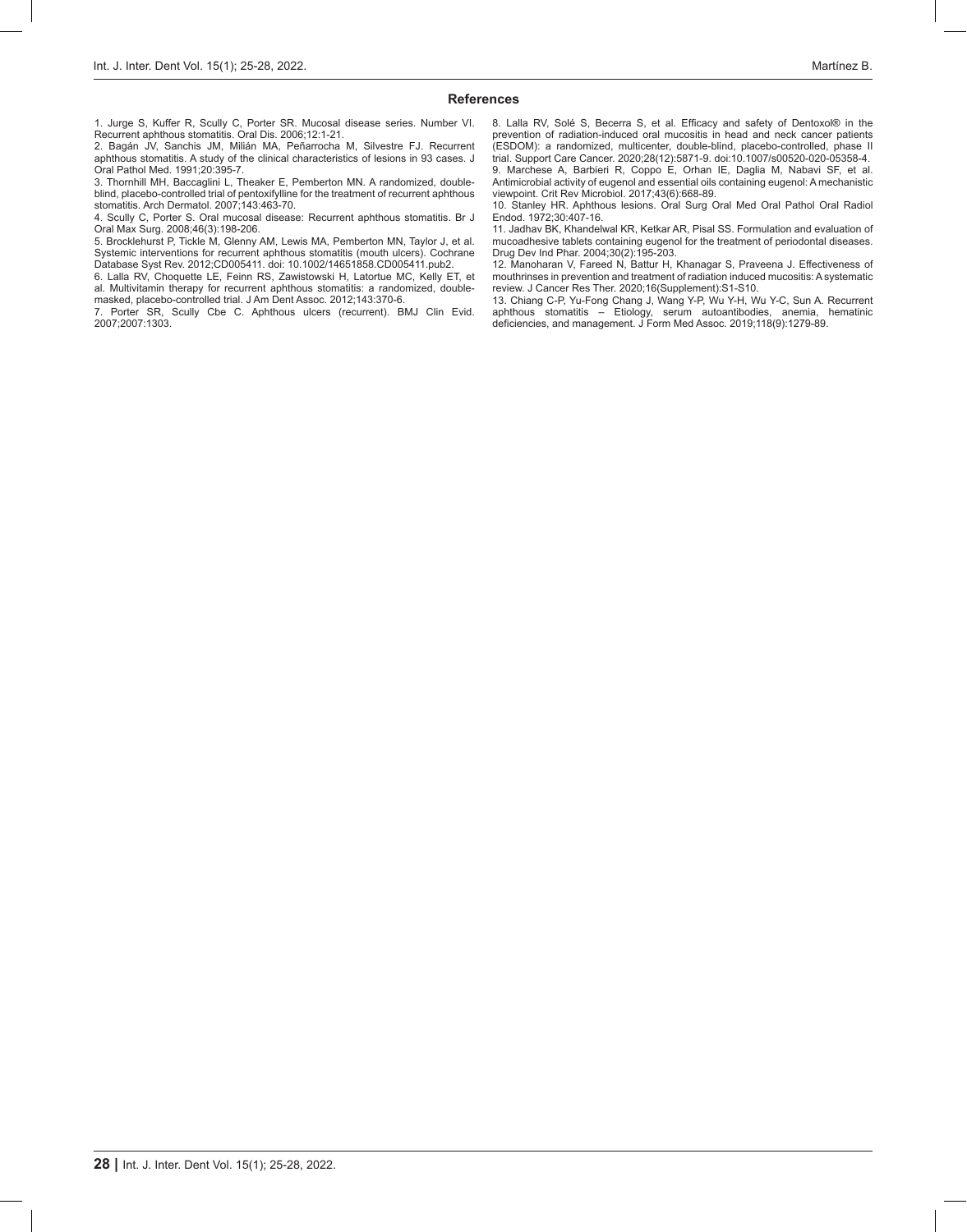## References

1. Jurge S, Kuffer R, Scully C, Porter SR. Mucosal disease series. Number VI. Recurrent aphthous stomatitis. Oral Dis. 2006;12:1-21.
2. Bagán JV, Sanchis JM, Milián MA, Peñarrocha M, Silvestre FJ. Recurrent aphthous stomatitis. A study of the clinical characteristics of lesions in 93 cases. J Oral Pathol Med. 1991;20:395-7.
3. Thornhill MH, Baccaglini L, Theaker E, Pemberton MN. A randomized, double-blind, placebo-controlled trial of pentoxifylline for the treatment of recurrent aphthous stomatitis. Arch Dermatol. 2007;143:463-70.
4. Scully C, Porter S. Oral mucosal disease: Recurrent aphthous stomatitis. Br J Oral Max Surg. 2008;46(3):198-206.
5. Brocklehurst P, Tickle M, Glenny AM, Lewis MA, Pemberton MN, Taylor J, et al. Systemic interventions for recurrent aphthous stomatitis (mouth ulcers). Cochrane Database Syst Rev. 2012;CD005411. doi: 10.1002/14651858.CD005411.pub2.
6. Lalla RV, Choquette LE, Feinn RS, Zawistowski H, Latortue MC, Kelly ET, et al. Multivitamin therapy for recurrent aphthous stomatitis: a randomized, double-masked, placebo-controlled trial. J Am Dent Assoc. 2012;143:370-6.
7. Porter SR, Scully Cbe C. Aphthous ulcers (recurrent). BMJ Clin Evid. 2007;2007:1303.
8. Lalla RV, Solé S, Becerra S, et al. Efficacy and safety of Dentoxol® in the prevention of radiation-induced oral mucositis in head and neck cancer patients (ESDOM): a randomized, multicenter, double-blind, placebo-controlled, phase II trial. Support Care Cancer. 2020;28(12):5871-9. doi:10.1007/s00520-020-05358-4.
9. Marchese A, Barbieri R, Coppo E, Orhan IE, Daglia M, Nabavi SF, et al. Antimicrobial activity of eugenol and essential oils containing eugenol: A mechanistic viewpoint. Crit Rev Microbiol. 2017;43(6):668-89.
10. Stanley HR. Aphthous lesions. Oral Surg Oral Med Oral Pathol Oral Radiol Endod. 1972;30:407-16.
11. Jadhav BK, Khandelwal KR, Ketkar AR, Pisal SS. Formulation and evaluation of mucoadhesive tablets containing eugenol for the treatment of periodontal diseases. Drug Dev Ind Phar. 2004;30(2):195-203.
12. Manoharan V, Fareed N, Battur H, Khanagar S, Praveena J. Effectiveness of mouthrinses in prevention and treatment of radiation induced mucositis: A systematic review. J Cancer Res Ther. 2020;16(Supplement):S1-S10.
13. Chiang C-P, Yu-Fong Chang J, Wang Y-P, Wu Y-H, Wu Y-C, Sun A. Recurrent aphthous stomatitis – Etiology, serum autoantibodies, anemia, hematinic deficiencies, and management. J Form Med Assoc. 2019;118(9):1279-89.